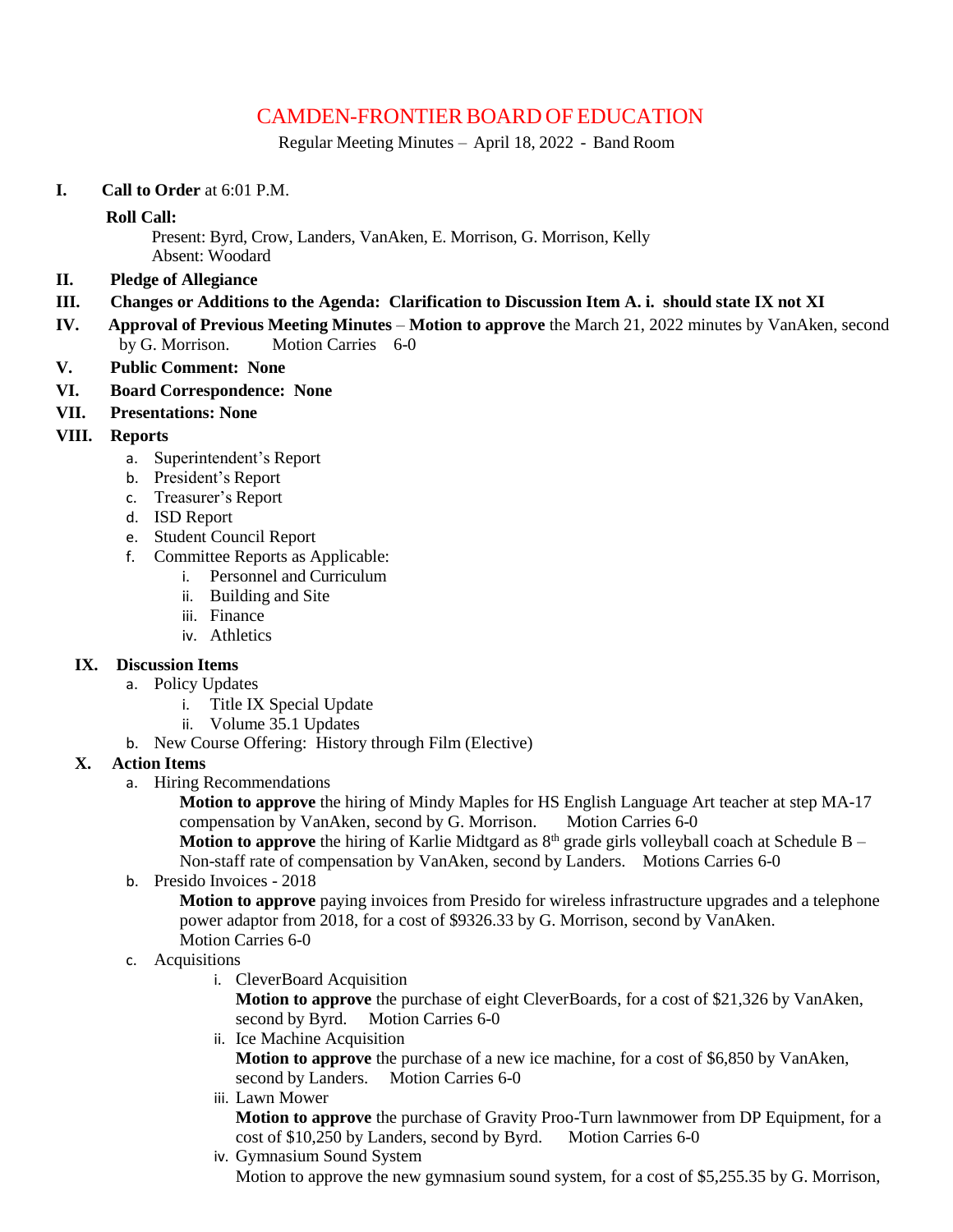# CAMDEN-FRONTIER BOARD OF EDUCATION

Regular Meeting Minutes – April 18, 2022 - Band Room

**I. Call to Order** at 6:01 P.M.

**Roll Call:**

Present: Byrd, Crow, Landers, VanAken, E. Morrison, G. Morrison, Kelly
Absent: Woodard

**II. Pledge of Allegiance**

**III. Changes or Additions to the Agenda: Clarification to Discussion Item A. i. should state IX not XI**

**IV. Approval of Previous Meeting Minutes** – **Motion to approve** the March 21, 2022 minutes by VanAken, second by G. Morrison. Motion Carries 6-0

**V. Public Comment: None**

**VI. Board Correspondence: None**

**VII. Presentations: None**

**VIII. Reports**

a. Superintendent's Report
b. President's Report
c. Treasurer's Report
d. ISD Report
e. Student Council Report
f. Committee Reports as Applicable:
   i. Personnel and Curriculum
   ii. Building and Site
   iii. Finance
   iv. Athletics

**IX. Discussion Items**

a. Policy Updates
   i. Title IX Special Update
   ii. Volume 35.1 Updates
b. New Course Offering: History through Film (Elective)

**X. Action Items**

a. Hiring Recommendations

   **Motion to approve** the hiring of Mindy Maples for HS English Language Art teacher at step MA-17 compensation by VanAken, second by G. Morrison. Motion Carries 6-0

   **Motion to approve** the hiring of Karlie Midtgard as 8th grade girls volleyball coach at Schedule B – Non-staff rate of compensation by VanAken, second by Landers. Motions Carries 6-0

b. Presido Invoices - 2018

   **Motion to approve** paying invoices from Presido for wireless infrastructure upgrades and a telephone power adaptor from 2018, for a cost of $9326.33 by G. Morrison, second by VanAken. Motion Carries 6-0

c. Acquisitions

   i. CleverBoard Acquisition

      **Motion to approve** the purchase of eight CleverBoards, for a cost of $21,326 by VanAken, second by Byrd. Motion Carries 6-0

   ii. Ice Machine Acquisition

      **Motion to approve** the purchase of a new ice machine, for a cost of $6,850 by VanAken, second by Landers. Motion Carries 6-0

   iii. Lawn Mower

      **Motion to approve** the purchase of Gravity Proo-Turn lawnmower from DP Equipment, for a cost of $10,250 by Landers, second by Byrd. Motion Carries 6-0

   iv. Gymnasium Sound System

      Motion to approve the new gymnasium sound system, for a cost of $5,255.35 by G. Morrison,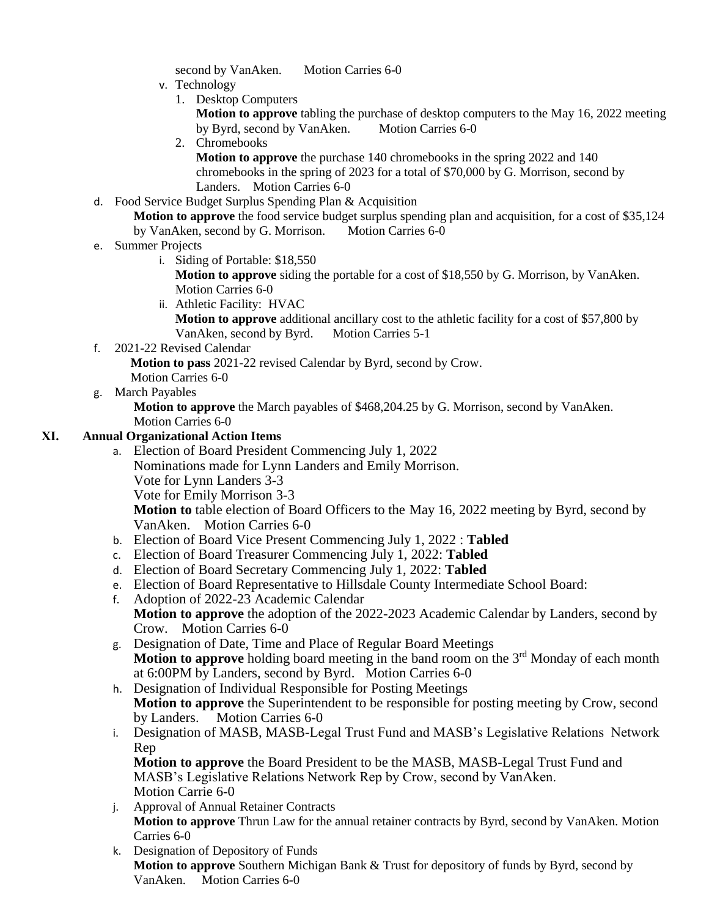second by VanAken. Motion Carries 6-0

v. Technology
   1. Desktop Computers
      **Motion to approve** tabling the purchase of desktop computers to the May 16, 2022 meeting by Byrd, second by VanAken. Motion Carries 6-0
   2. Chromebooks
      **Motion to approve** the purchase 140 chromebooks in the spring 2022 and 140 chromebooks in the spring of 2023 for a total of $70,000 by G. Morrison, second by Landers. Motion Carries 6-0

d. Food Service Budget Surplus Spending Plan & Acquisition
   **Motion to approve** the food service budget surplus spending plan and acquisition, for a cost of $35,124 by VanAken, second by G. Morrison. Motion Carries 6-0

e. Summer Projects
   i. Siding of Portable: $18,550
      **Motion to approve** siding the portable for a cost of $18,550 by G. Morrison, by VanAken. Motion Carries 6-0
   ii. Athletic Facility: HVAC
      **Motion to approve** additional ancillary cost to the athletic facility for a cost of $57,800 by VanAken, second by Byrd. Motion Carries 5-1

f. 2021-22 Revised Calendar
   **Motion to pass** 2021-22 revised Calendar by Byrd, second by Crow.
   Motion Carries 6-0

g. March Payables
   **Motion to approve** the March payables of $468,204.25 by G. Morrison, second by VanAken.
   Motion Carries 6-0

## XI. Annual Organizational Action Items

a. Election of Board President Commencing July 1, 2022
   Nominations made for Lynn Landers and Emily Morrison.
   Vote for Lynn Landers 3-3
   Vote for Emily Morrison 3-3
   **Motion to** table election of Board Officers to the May 16, 2022 meeting by Byrd, second by VanAken. Motion Carries 6-0

b. Election of Board Vice Present Commencing July 1, 2022 : **Tabled**

c. Election of Board Treasurer Commencing July 1, 2022: **Tabled**

d. Election of Board Secretary Commencing July 1, 2022: **Tabled**

e. Election of Board Representative to Hillsdale County Intermediate School Board:

f. Adoption of 2022-23 Academic Calendar
   **Motion to approve** the adoption of the 2022-2023 Academic Calendar by Landers, second by Crow. Motion Carries 6-0

g. Designation of Date, Time and Place of Regular Board Meetings
   **Motion to approve** holding board meeting in the band room on the 3rd Monday of each month at 6:00PM by Landers, second by Byrd. Motion Carries 6-0

h. Designation of Individual Responsible for Posting Meetings
   **Motion to approve** the Superintendent to be responsible for posting meeting by Crow, second by Landers. Motion Carries 6-0

i. Designation of MASB, MASB-Legal Trust Fund and MASB's Legislative Relations Network Rep
   **Motion to approve** the Board President to be the MASB, MASB-Legal Trust Fund and MASB's Legislative Relations Network Rep by Crow, second by VanAken.
   Motion Carrie 6-0

j. Approval of Annual Retainer Contracts
   **Motion to approve** Thrun Law for the annual retainer contracts by Byrd, second by VanAken. Motion Carries 6-0

k. Designation of Depository of Funds
   **Motion to approve** Southern Michigan Bank & Trust for depository of funds by Byrd, second by VanAken. Motion Carries 6-0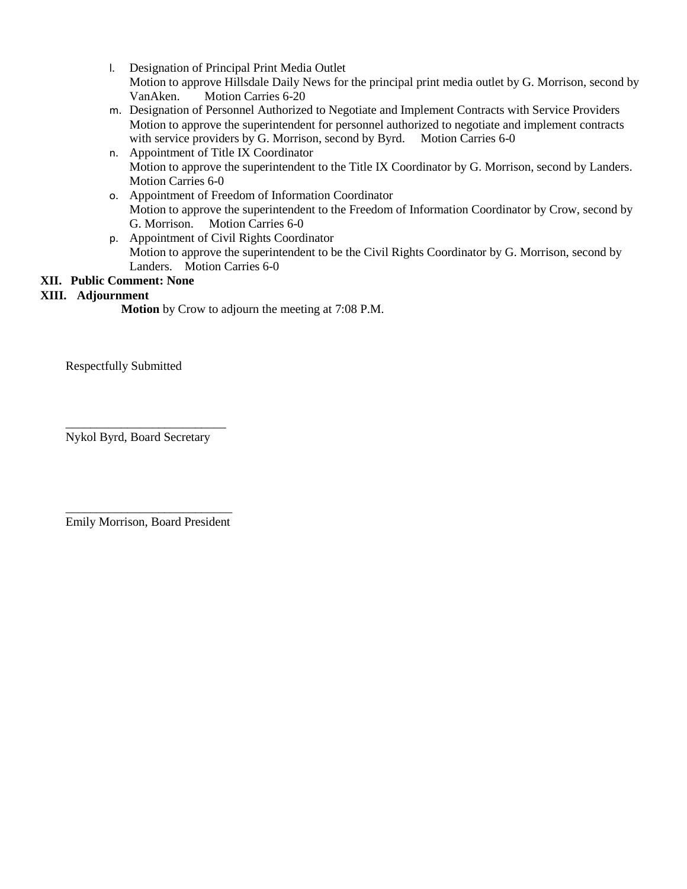l. Designation of Principal Print Media Outlet
   Motion to approve Hillsdale Daily News for the principal print media outlet by G. Morrison, second by VanAken. Motion Carries 6-20
m. Designation of Personnel Authorized to Negotiate and Implement Contracts with Service Providers
   Motion to approve the superintendent for personnel authorized to negotiate and implement contracts with service providers by G. Morrison, second by Byrd. Motion Carries 6-0
n. Appointment of Title IX Coordinator
   Motion to approve the superintendent to the Title IX Coordinator by G. Morrison, second by Landers. Motion Carries 6-0
o. Appointment of Freedom of Information Coordinator
   Motion to approve the superintendent to the Freedom of Information Coordinator by Crow, second by G. Morrison. Motion Carries 6-0
p. Appointment of Civil Rights Coordinator
   Motion to approve the superintendent to be the Civil Rights Coordinator by G. Morrison, second by Landers. Motion Carries 6-0

**XII. Public Comment: None**

**XIII. Adjournment**

**Motion** by Crow to adjourn the meeting at 7:08 P.M.

Respectfully Submitted

_________________________
Nykol Byrd, Board Secretary

_________________________
Emily Morrison, Board President